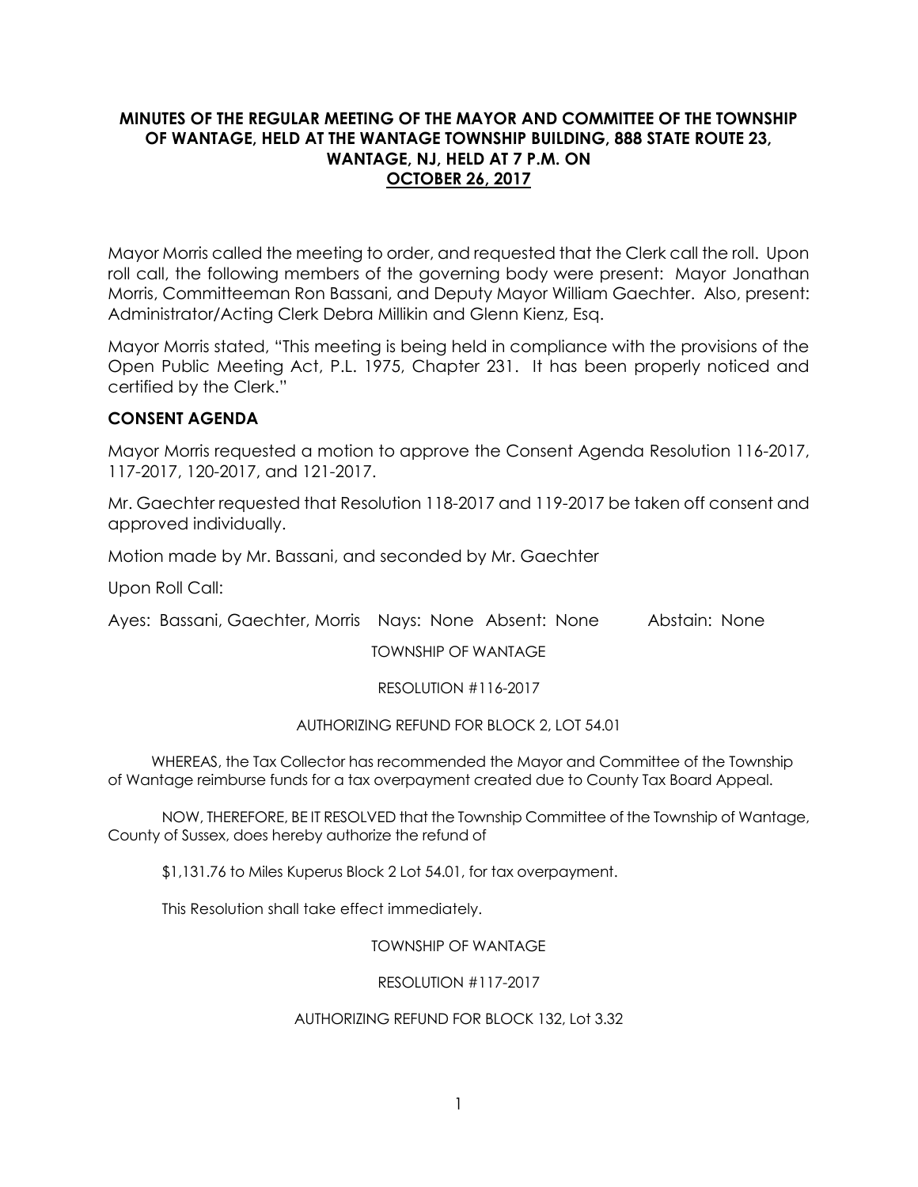**MINUTES OF THE REGULAR MEETING OF THE MAYOR AND COMMITTEE OF THE TOWNSHIP OF WANTAGE, HELD AT THE WANTAGE TOWNSHIP BUILDING, 888 STATE ROUTE 23, WANTAGE, NJ, HELD AT 7 P.M. ON**
**OCTOBER 26, 2017**

Mayor Morris called the meeting to order, and requested that the Clerk call the roll. Upon roll call, the following members of the governing body were present: Mayor Jonathan Morris, Committeeman Ron Bassani, and Deputy Mayor William Gaechter. Also, present: Administrator/Acting Clerk Debra Millikin and Glenn Kienz, Esq.

Mayor Morris stated, "This meeting is being held in compliance with the provisions of the Open Public Meeting Act, P.L. 1975, Chapter 231. It has been properly noticed and certified by the Clerk."

**CONSENT AGENDA**

Mayor Morris requested a motion to approve the Consent Agenda Resolution 116-2017, 117-2017, 120-2017, and 121-2017.

Mr. Gaechter requested that Resolution 118-2017 and 119-2017 be taken off consent and approved individually.

Motion made by Mr. Bassani, and seconded by Mr. Gaechter

Upon Roll Call:

Ayes: Bassani, Gaechter, Morris   Nays: None   Absent: None   Abstain: None

TOWNSHIP OF WANTAGE

RESOLUTION #116-2017

AUTHORIZING REFUND FOR BLOCK 2, LOT 54.01

WHEREAS, the Tax Collector has recommended the Mayor and Committee of the Township of Wantage reimburse funds for a tax overpayment created due to County Tax Board Appeal.

NOW, THEREFORE, BE IT RESOLVED that the Township Committee of the Township of Wantage, County of Sussex, does hereby authorize the refund of

$1,131.76 to Miles Kuperus Block 2 Lot 54.01, for tax overpayment.

This Resolution shall take effect immediately.

TOWNSHIP OF WANTAGE

RESOLUTION #117-2017

AUTHORIZING REFUND FOR BLOCK 132, Lot 3.32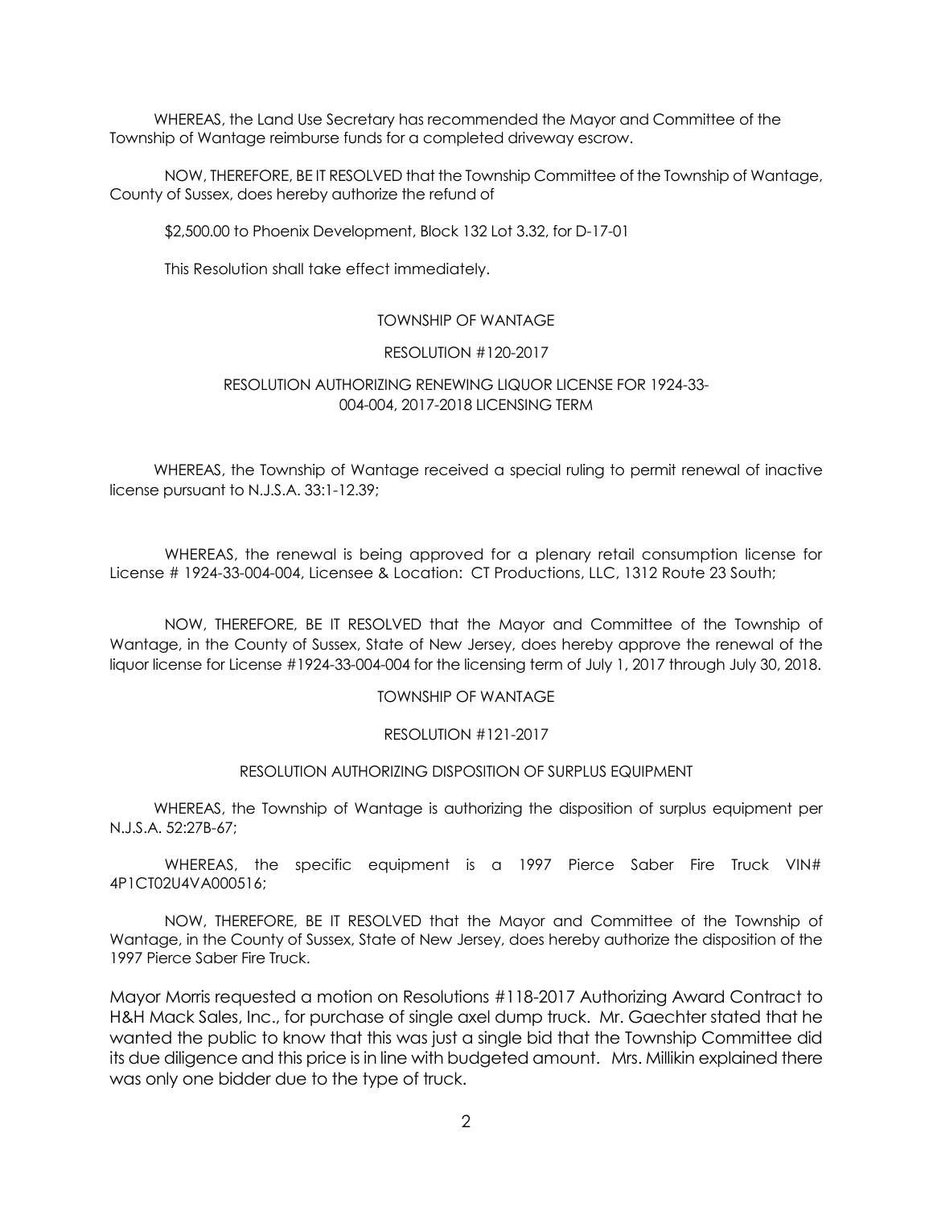WHEREAS, the Land Use Secretary has recommended the Mayor and Committee of the Township of Wantage reimburse funds for a completed driveway escrow.

NOW, THEREFORE, BE IT RESOLVED that the Township Committee of the Township of Wantage, County of Sussex, does hereby authorize the refund of

$2,500.00 to Phoenix Development, Block 132 Lot 3.32, for D-17-01

This Resolution shall take effect immediately.

TOWNSHIP OF WANTAGE

RESOLUTION #120-2017

RESOLUTION AUTHORIZING RENEWING LIQUOR LICENSE FOR 1924-33-004-004, 2017-2018 LICENSING TERM

WHEREAS, the Township of Wantage received a special ruling to permit renewal of inactive license pursuant to N.J.S.A. 33:1-12.39;

WHEREAS, the renewal is being approved for a plenary retail consumption license for License # 1924-33-004-004, Licensee & Location: CT Productions, LLC, 1312 Route 23 South;

NOW, THEREFORE, BE IT RESOLVED that the Mayor and Committee of the Township of Wantage, in the County of Sussex, State of New Jersey, does hereby approve the renewal of the liquor license for License #1924-33-004-004 for the licensing term of July 1, 2017 through July 30, 2018.

TOWNSHIP OF WANTAGE

RESOLUTION #121-2017

RESOLUTION AUTHORIZING DISPOSITION OF SURPLUS EQUIPMENT

WHEREAS, the Township of Wantage is authorizing the disposition of surplus equipment per N.J.S.A. 52:27B-67;

WHEREAS, the specific equipment is a 1997 Pierce Saber Fire Truck VIN# 4P1CT02U4VA000516;

NOW, THEREFORE, BE IT RESOLVED that the Mayor and Committee of the Township of Wantage, in the County of Sussex, State of New Jersey, does hereby authorize the disposition of the 1997 Pierce Saber Fire Truck.

Mayor Morris requested a motion on Resolutions #118-2017 Authorizing Award Contract to H&H Mack Sales, Inc., for purchase of single axel dump truck. Mr. Gaechter stated that he wanted the public to know that this was just a single bid that the Township Committee did its due diligence and this price is in line with budgeted amount. Mrs. Millikin explained there was only one bidder due to the type of truck.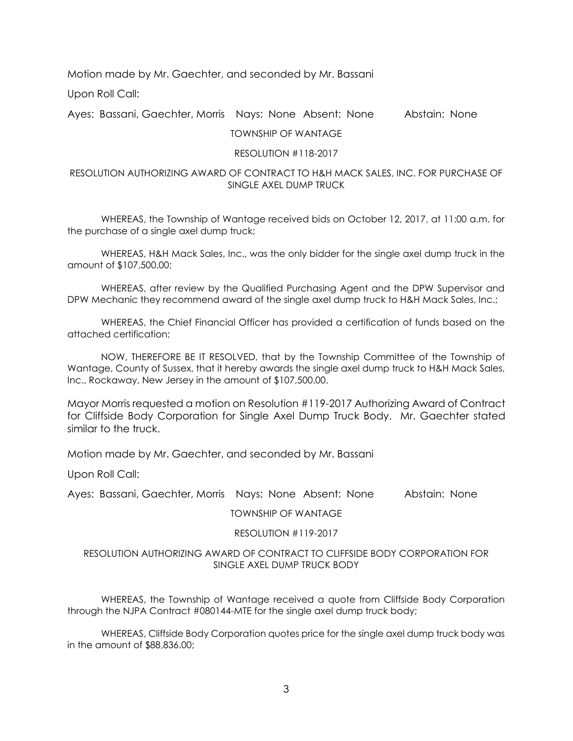Motion made by Mr. Gaechter, and seconded by Mr. Bassani

Upon Roll Call:

Ayes: Bassani, Gaechter, Morris Nays: None Absent: None Abstain: None

TOWNSHIP OF WANTAGE

RESOLUTION #118-2017

RESOLUTION AUTHORIZING AWARD OF CONTRACT TO H&H MACK SALES, INC. FOR PURCHASE OF SINGLE AXEL DUMP TRUCK

WHEREAS, the Township of Wantage received bids on October 12, 2017, at 11:00 a.m. for the purchase of a single axel dump truck;

WHEREAS, H&H Mack Sales, Inc., was the only bidder for the single axel dump truck in the amount of $107,500.00;

WHEREAS, after review by the Qualified Purchasing Agent and the DPW Supervisor and DPW Mechanic they recommend award of the single axel dump truck to H&H Mack Sales, Inc.;

WHEREAS, the Chief Financial Officer has provided a certification of funds based on the attached certification;

NOW, THEREFORE BE IT RESOLVED, that by the Township Committee of the Township of Wantage, County of Sussex, that it hereby awards the single axel dump truck to H&H Mack Sales, Inc., Rockaway, New Jersey in the amount of $107,500.00.

Mayor Morris requested a motion on Resolution #119-2017 Authorizing Award of Contract for Cliffside Body Corporation for Single Axel Dump Truck Body. Mr. Gaechter stated similar to the truck.

Motion made by Mr. Gaechter, and seconded by Mr. Bassani

Upon Roll Call:

Ayes: Bassani, Gaechter, Morris Nays: None Absent: None Abstain: None

TOWNSHIP OF WANTAGE

RESOLUTION #119-2017

RESOLUTION AUTHORIZING AWARD OF CONTRACT TO CLIFFSIDE BODY CORPORATION FOR SINGLE AXEL DUMP TRUCK BODY

WHEREAS, the Township of Wantage received a quote from Cliffside Body Corporation through the NJPA Contract #080144-MTE for the single axel dump truck body;

WHEREAS, Cliffside Body Corporation quotes price for the single axel dump truck body was in the amount of $88,836.00;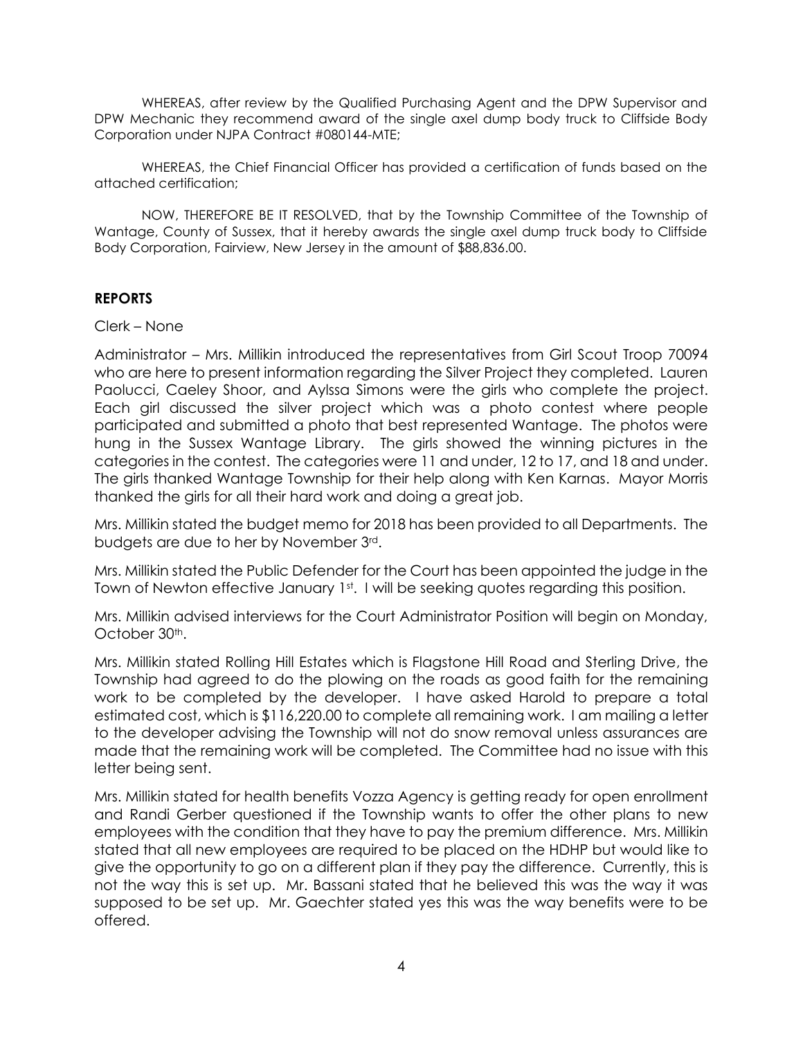WHEREAS, after review by the Qualified Purchasing Agent and the DPW Supervisor and DPW Mechanic they recommend award of the single axel dump body truck to Cliffside Body Corporation under NJPA Contract #080144-MTE;

WHEREAS, the Chief Financial Officer has provided a certification of funds based on the attached certification;

NOW, THEREFORE BE IT RESOLVED, that by the Township Committee of the Township of Wantage, County of Sussex, that it hereby awards the single axel dump truck body to Cliffside Body Corporation, Fairview, New Jersey in the amount of $88,836.00.

**REPORTS**

Clerk – None

Administrator – Mrs. Millikin introduced the representatives from Girl Scout Troop 70094 who are here to present information regarding the Silver Project they completed. Lauren Paolucci, Caeley Shoor, and Aylssa Simons were the girls who complete the project. Each girl discussed the silver project which was a photo contest where people participated and submitted a photo that best represented Wantage. The photos were hung in the Sussex Wantage Library. The girls showed the winning pictures in the categories in the contest. The categories were 11 and under, 12 to 17, and 18 and under. The girls thanked Wantage Township for their help along with Ken Karnas. Mayor Morris thanked the girls for all their hard work and doing a great job.

Mrs. Millikin stated the budget memo for 2018 has been provided to all Departments. The budgets are due to her by November 3rd.

Mrs. Millikin stated the Public Defender for the Court has been appointed the judge in the Town of Newton effective January 1st. I will be seeking quotes regarding this position.

Mrs. Millikin advised interviews for the Court Administrator Position will begin on Monday, October 30th.

Mrs. Millikin stated Rolling Hill Estates which is Flagstone Hill Road and Sterling Drive, the Township had agreed to do the plowing on the roads as good faith for the remaining work to be completed by the developer. I have asked Harold to prepare a total estimated cost, which is $116,220.00 to complete all remaining work. I am mailing a letter to the developer advising the Township will not do snow removal unless assurances are made that the remaining work will be completed. The Committee had no issue with this letter being sent.

Mrs. Millikin stated for health benefits Vozza Agency is getting ready for open enrollment and Randi Gerber questioned if the Township wants to offer the other plans to new employees with the condition that they have to pay the premium difference. Mrs. Millikin stated that all new employees are required to be placed on the HDHP but would like to give the opportunity to go on a different plan if they pay the difference. Currently, this is not the way this is set up. Mr. Bassani stated that he believed this was the way it was supposed to be set up. Mr. Gaechter stated yes this was the way benefits were to be offered.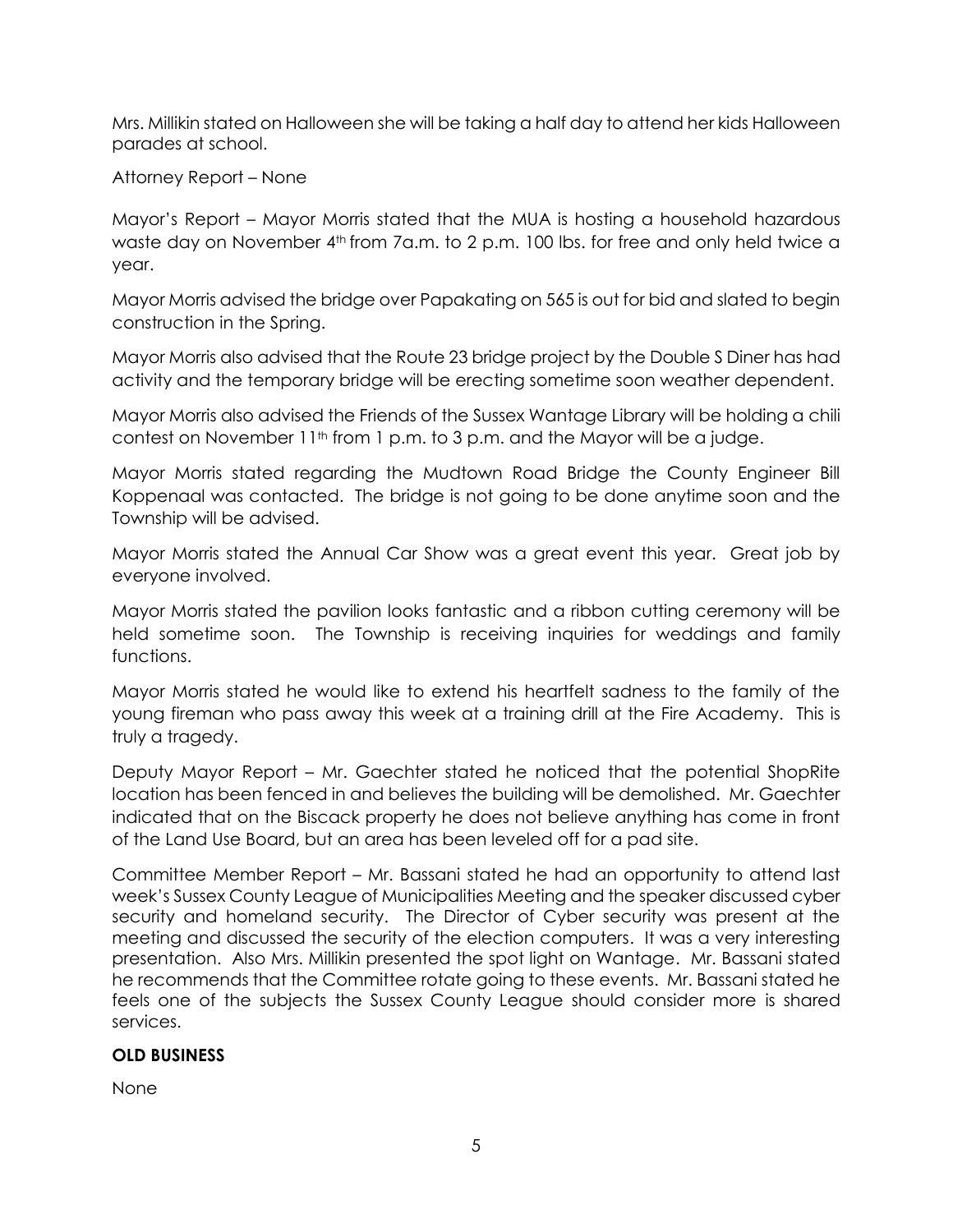Mrs. Millikin stated on Halloween she will be taking a half day to attend her kids Halloween parades at school.

Attorney Report – None

Mayor's Report – Mayor Morris stated that the MUA is hosting a household hazardous waste day on November 4th from 7a.m. to 2 p.m. 100 lbs. for free and only held twice a year.

Mayor Morris advised the bridge over Papakating on 565 is out for bid and slated to begin construction in the Spring.

Mayor Morris also advised that the Route 23 bridge project by the Double S Diner has had activity and the temporary bridge will be erecting sometime soon weather dependent.

Mayor Morris also advised the Friends of the Sussex Wantage Library will be holding a chili contest on November 11th from 1 p.m. to 3 p.m. and the Mayor will be a judge.

Mayor Morris stated regarding the Mudtown Road Bridge the County Engineer Bill Koppenaal was contacted. The bridge is not going to be done anytime soon and the Township will be advised.

Mayor Morris stated the Annual Car Show was a great event this year. Great job by everyone involved.

Mayor Morris stated the pavilion looks fantastic and a ribbon cutting ceremony will be held sometime soon. The Township is receiving inquiries for weddings and family functions.

Mayor Morris stated he would like to extend his heartfelt sadness to the family of the young fireman who pass away this week at a training drill at the Fire Academy. This is truly a tragedy.

Deputy Mayor Report – Mr. Gaechter stated he noticed that the potential ShopRite location has been fenced in and believes the building will be demolished. Mr. Gaechter indicated that on the Biscack property he does not believe anything has come in front of the Land Use Board, but an area has been leveled off for a pad site.

Committee Member Report – Mr. Bassani stated he had an opportunity to attend last week's Sussex County League of Municipalities Meeting and the speaker discussed cyber security and homeland security. The Director of Cyber security was present at the meeting and discussed the security of the election computers. It was a very interesting presentation. Also Mrs. Millikin presented the spot light on Wantage. Mr. Bassani stated he recommends that the Committee rotate going to these events. Mr. Bassani stated he feels one of the subjects the Sussex County League should consider more is shared services.

**OLD BUSINESS**

None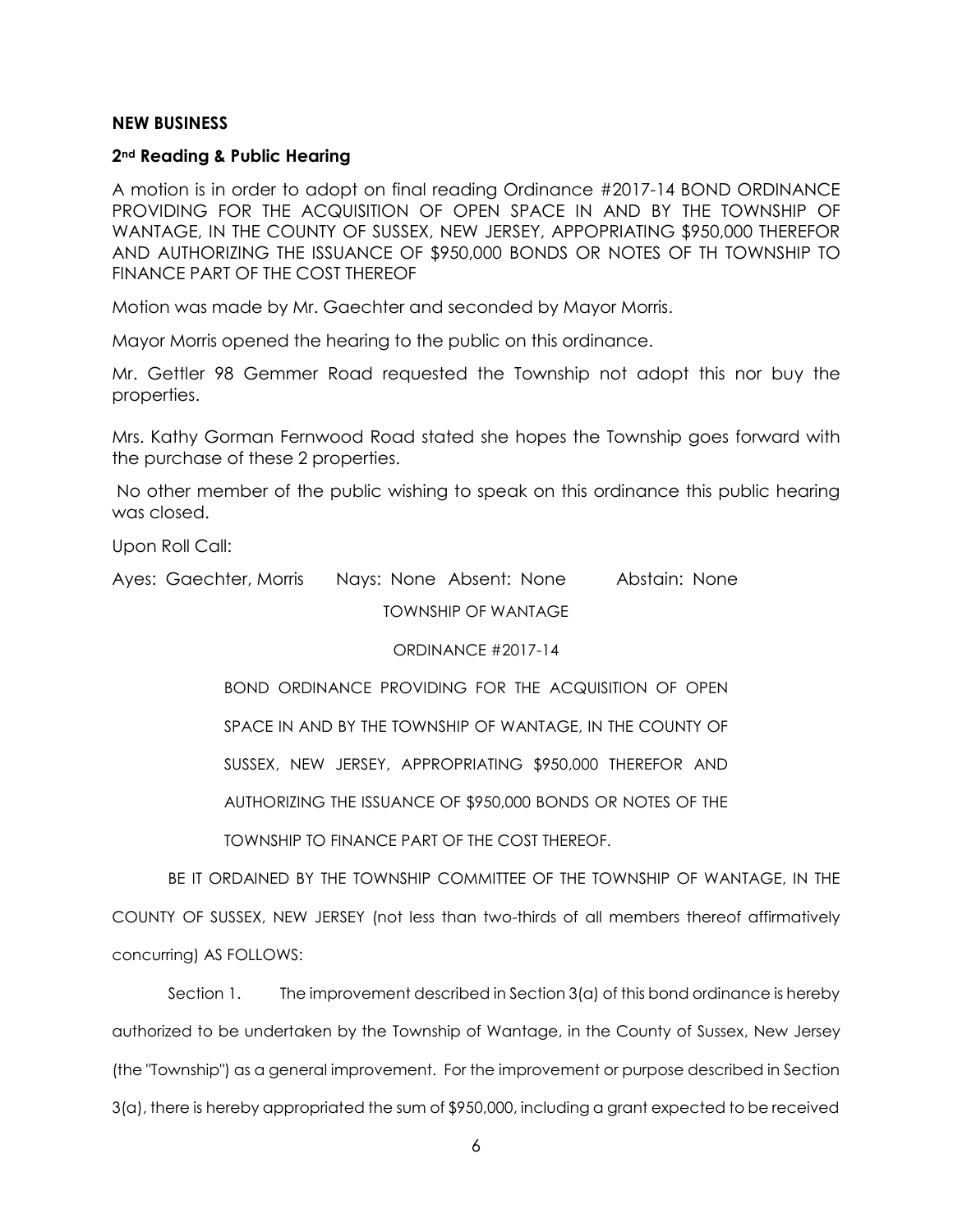**NEW BUSINESS**

**2nd Reading & Public Hearing**

A motion is in order to adopt on final reading Ordinance #2017-14 BOND ORDINANCE PROVIDING FOR THE ACQUISITION OF OPEN SPACE IN AND BY THE TOWNSHIP OF WANTAGE, IN THE COUNTY OF SUSSEX, NEW JERSEY, APPOPRIATING $950,000 THEREFOR AND AUTHORIZING THE ISSUANCE OF $950,000 BONDS OR NOTES OF TH TOWNSHIP TO FINANCE PART OF THE COST THEREOF

Motion was made by Mr. Gaechter and seconded by Mayor Morris.

Mayor Morris opened the hearing to the public on this ordinance.

Mr. Gettler 98 Gemmer Road requested the Township not adopt this nor buy the properties.

Mrs. Kathy Gorman Fernwood Road stated she hopes the Township goes forward with the purchase of these 2 properties.

No other member of the public wishing to speak on this ordinance this public hearing was closed.

Upon Roll Call:

Ayes: Gaechter, Morris Nays: None Absent: None Abstain: None

TOWNSHIP OF WANTAGE

ORDINANCE #2017-14

BOND ORDINANCE PROVIDING FOR THE ACQUISITION OF OPEN SPACE IN AND BY THE TOWNSHIP OF WANTAGE, IN THE COUNTY OF SUSSEX, NEW JERSEY, APPROPRIATING $950,000 THEREFOR AND AUTHORIZING THE ISSUANCE OF $950,000 BONDS OR NOTES OF THE TOWNSHIP TO FINANCE PART OF THE COST THEREOF.

BE IT ORDAINED BY THE TOWNSHIP COMMITTEE OF THE TOWNSHIP OF WANTAGE, IN THE COUNTY OF SUSSEX, NEW JERSEY (not less than two-thirds of all members thereof affirmatively concurring) AS FOLLOWS:

Section 1. The improvement described in Section 3(a) of this bond ordinance is hereby authorized to be undertaken by the Township of Wantage, in the County of Sussex, New Jersey (the "Township") as a general improvement. For the improvement or purpose described in Section 3(a), there is hereby appropriated the sum of $950,000, including a grant expected to be received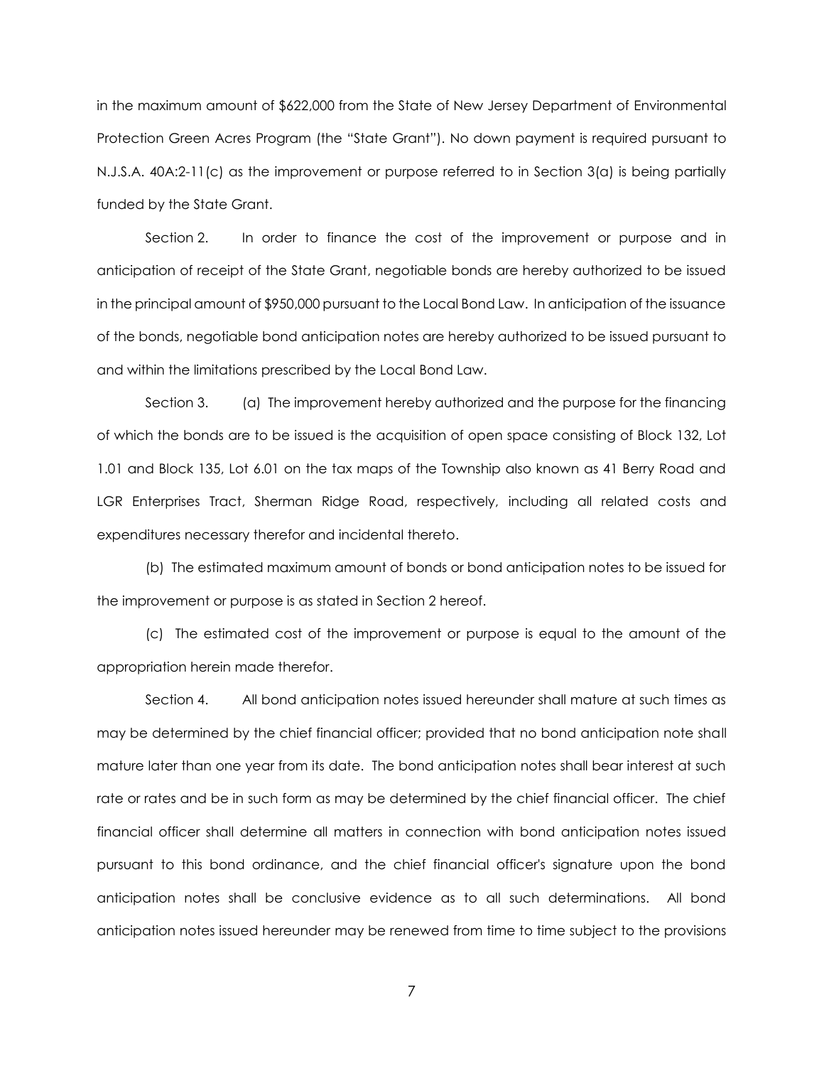in the maximum amount of $622,000 from the State of New Jersey Department of Environmental Protection Green Acres Program (the "State Grant"). No down payment is required pursuant to N.J.S.A. 40A:2-11(c) as the improvement or purpose referred to in Section 3(a) is being partially funded by the State Grant.

Section 2. In order to finance the cost of the improvement or purpose and in anticipation of receipt of the State Grant, negotiable bonds are hereby authorized to be issued in the principal amount of $950,000 pursuant to the Local Bond Law. In anticipation of the issuance of the bonds, negotiable bond anticipation notes are hereby authorized to be issued pursuant to and within the limitations prescribed by the Local Bond Law.

Section 3. (a) The improvement hereby authorized and the purpose for the financing of which the bonds are to be issued is the acquisition of open space consisting of Block 132, Lot 1.01 and Block 135, Lot 6.01 on the tax maps of the Township also known as 41 Berry Road and LGR Enterprises Tract, Sherman Ridge Road, respectively, including all related costs and expenditures necessary therefor and incidental thereto.

(b) The estimated maximum amount of bonds or bond anticipation notes to be issued for the improvement or purpose is as stated in Section 2 hereof.

(c) The estimated cost of the improvement or purpose is equal to the amount of the appropriation herein made therefor.

Section 4. All bond anticipation notes issued hereunder shall mature at such times as may be determined by the chief financial officer; provided that no bond anticipation note shall mature later than one year from its date. The bond anticipation notes shall bear interest at such rate or rates and be in such form as may be determined by the chief financial officer. The chief financial officer shall determine all matters in connection with bond anticipation notes issued pursuant to this bond ordinance, and the chief financial officer's signature upon the bond anticipation notes shall be conclusive evidence as to all such determinations. All bond anticipation notes issued hereunder may be renewed from time to time subject to the provisions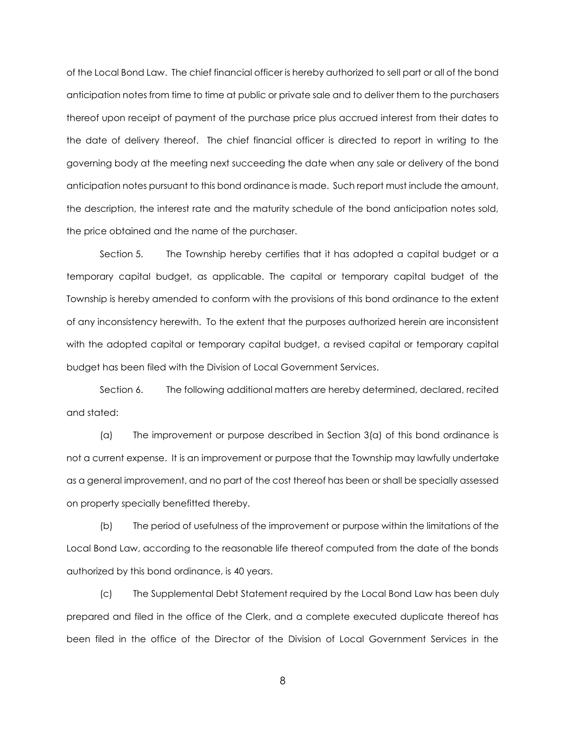of the Local Bond Law. The chief financial officer is hereby authorized to sell part or all of the bond anticipation notes from time to time at public or private sale and to deliver them to the purchasers thereof upon receipt of payment of the purchase price plus accrued interest from their dates to the date of delivery thereof. The chief financial officer is directed to report in writing to the governing body at the meeting next succeeding the date when any sale or delivery of the bond anticipation notes pursuant to this bond ordinance is made. Such report must include the amount, the description, the interest rate and the maturity schedule of the bond anticipation notes sold, the price obtained and the name of the purchaser.

Section 5. The Township hereby certifies that it has adopted a capital budget or a temporary capital budget, as applicable. The capital or temporary capital budget of the Township is hereby amended to conform with the provisions of this bond ordinance to the extent of any inconsistency herewith. To the extent that the purposes authorized herein are inconsistent with the adopted capital or temporary capital budget, a revised capital or temporary capital budget has been filed with the Division of Local Government Services.

Section 6. The following additional matters are hereby determined, declared, recited and stated:

(a) The improvement or purpose described in Section 3(a) of this bond ordinance is not a current expense. It is an improvement or purpose that the Township may lawfully undertake as a general improvement, and no part of the cost thereof has been or shall be specially assessed on property specially benefitted thereby.

(b) The period of usefulness of the improvement or purpose within the limitations of the Local Bond Law, according to the reasonable life thereof computed from the date of the bonds authorized by this bond ordinance, is 40 years.

(c) The Supplemental Debt Statement required by the Local Bond Law has been duly prepared and filed in the office of the Clerk, and a complete executed duplicate thereof has been filed in the office of the Director of the Division of Local Government Services in the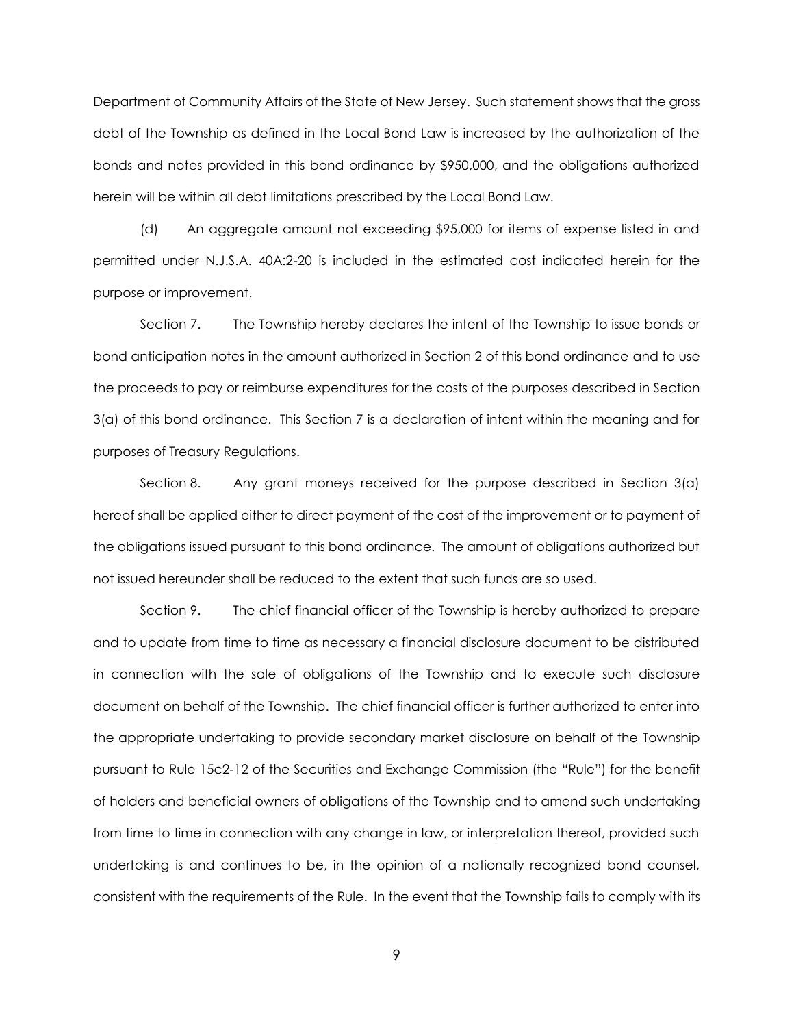Department of Community Affairs of the State of New Jersey. Such statement shows that the gross debt of the Township as defined in the Local Bond Law is increased by the authorization of the bonds and notes provided in this bond ordinance by $950,000, and the obligations authorized herein will be within all debt limitations prescribed by the Local Bond Law.

(d) An aggregate amount not exceeding $95,000 for items of expense listed in and permitted under N.J.S.A. 40A:2-20 is included in the estimated cost indicated herein for the purpose or improvement.

Section 7. The Township hereby declares the intent of the Township to issue bonds or bond anticipation notes in the amount authorized in Section 2 of this bond ordinance and to use the proceeds to pay or reimburse expenditures for the costs of the purposes described in Section 3(a) of this bond ordinance. This Section 7 is a declaration of intent within the meaning and for purposes of Treasury Regulations.

Section 8. Any grant moneys received for the purpose described in Section 3(a) hereof shall be applied either to direct payment of the cost of the improvement or to payment of the obligations issued pursuant to this bond ordinance. The amount of obligations authorized but not issued hereunder shall be reduced to the extent that such funds are so used.

Section 9. The chief financial officer of the Township is hereby authorized to prepare and to update from time to time as necessary a financial disclosure document to be distributed in connection with the sale of obligations of the Township and to execute such disclosure document on behalf of the Township. The chief financial officer is further authorized to enter into the appropriate undertaking to provide secondary market disclosure on behalf of the Township pursuant to Rule 15c2-12 of the Securities and Exchange Commission (the "Rule") for the benefit of holders and beneficial owners of obligations of the Township and to amend such undertaking from time to time in connection with any change in law, or interpretation thereof, provided such undertaking is and continues to be, in the opinion of a nationally recognized bond counsel, consistent with the requirements of the Rule. In the event that the Township fails to comply with its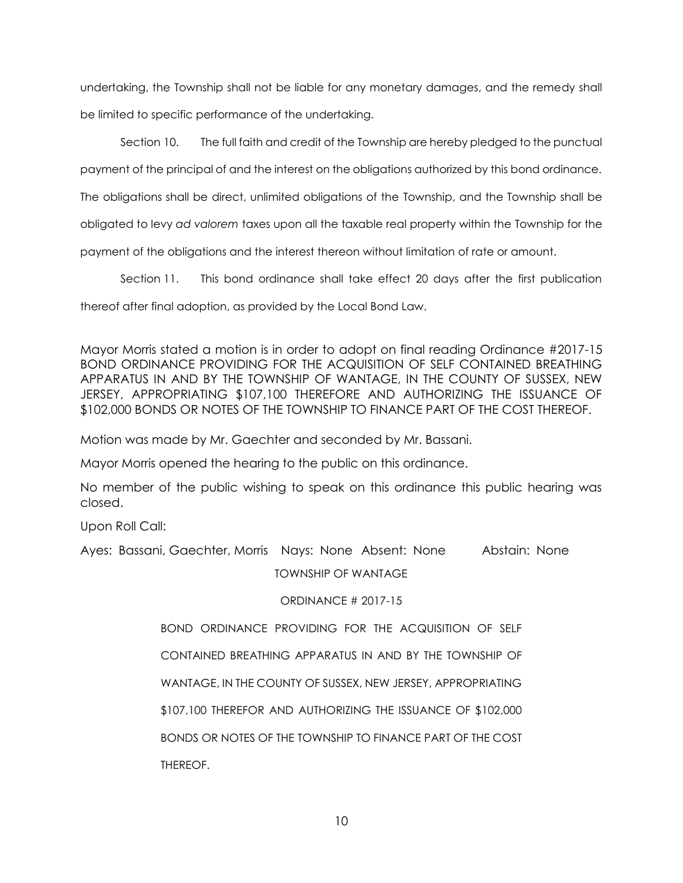undertaking, the Township shall not be liable for any monetary damages, and the remedy shall be limited to specific performance of the undertaking.

Section 10. The full faith and credit of the Township are hereby pledged to the punctual payment of the principal of and the interest on the obligations authorized by this bond ordinance. The obligations shall be direct, unlimited obligations of the Township, and the Township shall be obligated to levy *ad valorem* taxes upon all the taxable real property within the Township for the payment of the obligations and the interest thereon without limitation of rate or amount.

Section 11. This bond ordinance shall take effect 20 days after the first publication thereof after final adoption, as provided by the Local Bond Law.

Mayor Morris stated a motion is in order to adopt on final reading Ordinance #2017-15 BOND ORDINANCE PROVIDING FOR THE ACQUISITION OF SELF CONTAINED BREATHING APPARATUS IN AND BY THE TOWNSHIP OF WANTAGE, IN THE COUNTY OF SUSSEX, NEW JERSEY, APPROPRIATING $107,100 THEREFORE AND AUTHORIZING THE ISSUANCE OF $102,000 BONDS OR NOTES OF THE TOWNSHIP TO FINANCE PART OF THE COST THEREOF.

Motion was made by Mr. Gaechter and seconded by Mr. Bassani.

Mayor Morris opened the hearing to the public on this ordinance.

No member of the public wishing to speak on this ordinance this public hearing was closed.

Upon Roll Call:

Ayes: Bassani, Gaechter, Morris Nays: None Absent: None Abstain: None

TOWNSHIP OF WANTAGE

ORDINANCE # 2017-15

BOND ORDINANCE PROVIDING FOR THE ACQUISITION OF SELF CONTAINED BREATHING APPARATUS IN AND BY THE TOWNSHIP OF WANTAGE, IN THE COUNTY OF SUSSEX, NEW JERSEY, APPROPRIATING $107,100 THEREFOR AND AUTHORIZING THE ISSUANCE OF $102,000 BONDS OR NOTES OF THE TOWNSHIP TO FINANCE PART OF THE COST THEREOF.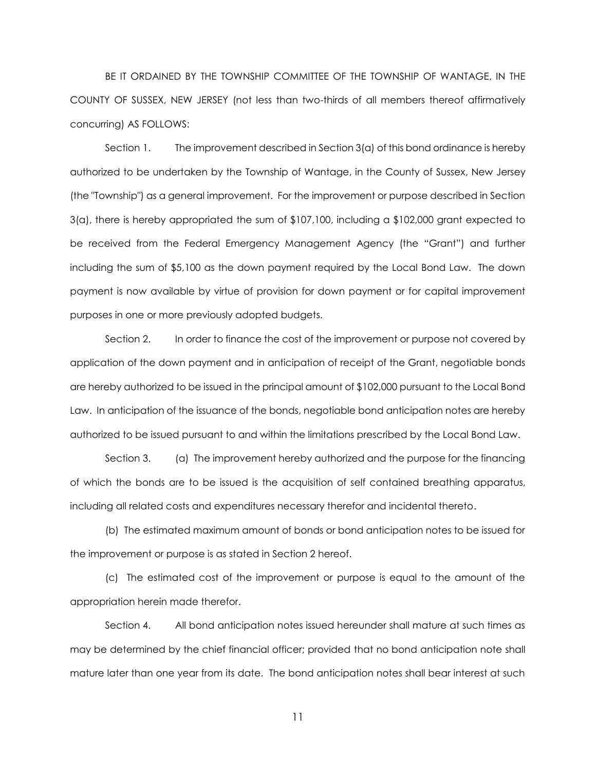BE IT ORDAINED BY THE TOWNSHIP COMMITTEE OF THE TOWNSHIP OF WANTAGE, IN THE COUNTY OF SUSSEX, NEW JERSEY (not less than two-thirds of all members thereof affirmatively concurring) AS FOLLOWS:

Section 1. The improvement described in Section 3(a) of this bond ordinance is hereby authorized to be undertaken by the Township of Wantage, in the County of Sussex, New Jersey (the "Township") as a general improvement. For the improvement or purpose described in Section 3(a), there is hereby appropriated the sum of $107,100, including a $102,000 grant expected to be received from the Federal Emergency Management Agency (the "Grant") and further including the sum of $5,100 as the down payment required by the Local Bond Law. The down payment is now available by virtue of provision for down payment or for capital improvement purposes in one or more previously adopted budgets.

Section 2. In order to finance the cost of the improvement or purpose not covered by application of the down payment and in anticipation of receipt of the Grant, negotiable bonds are hereby authorized to be issued in the principal amount of $102,000 pursuant to the Local Bond Law. In anticipation of the issuance of the bonds, negotiable bond anticipation notes are hereby authorized to be issued pursuant to and within the limitations prescribed by the Local Bond Law.

Section 3. (a) The improvement hereby authorized and the purpose for the financing of which the bonds are to be issued is the acquisition of self contained breathing apparatus, including all related costs and expenditures necessary therefor and incidental thereto.

(b) The estimated maximum amount of bonds or bond anticipation notes to be issued for the improvement or purpose is as stated in Section 2 hereof.

(c) The estimated cost of the improvement or purpose is equal to the amount of the appropriation herein made therefor.

Section 4. All bond anticipation notes issued hereunder shall mature at such times as may be determined by the chief financial officer; provided that no bond anticipation note shall mature later than one year from its date. The bond anticipation notes shall bear interest at such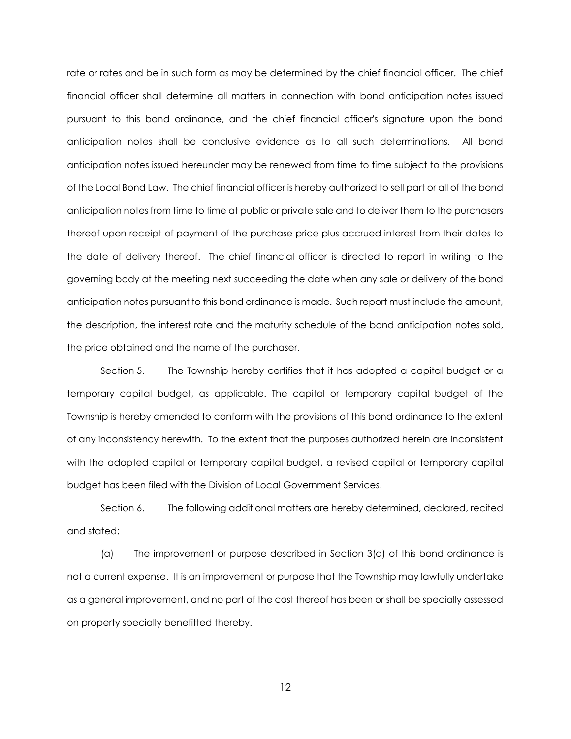rate or rates and be in such form as may be determined by the chief financial officer. The chief financial officer shall determine all matters in connection with bond anticipation notes issued pursuant to this bond ordinance, and the chief financial officer's signature upon the bond anticipation notes shall be conclusive evidence as to all such determinations. All bond anticipation notes issued hereunder may be renewed from time to time subject to the provisions of the Local Bond Law. The chief financial officer is hereby authorized to sell part or all of the bond anticipation notes from time to time at public or private sale and to deliver them to the purchasers thereof upon receipt of payment of the purchase price plus accrued interest from their dates to the date of delivery thereof. The chief financial officer is directed to report in writing to the governing body at the meeting next succeeding the date when any sale or delivery of the bond anticipation notes pursuant to this bond ordinance is made. Such report must include the amount, the description, the interest rate and the maturity schedule of the bond anticipation notes sold, the price obtained and the name of the purchaser.

Section 5. The Township hereby certifies that it has adopted a capital budget or a temporary capital budget, as applicable. The capital or temporary capital budget of the Township is hereby amended to conform with the provisions of this bond ordinance to the extent of any inconsistency herewith. To the extent that the purposes authorized herein are inconsistent with the adopted capital or temporary capital budget, a revised capital or temporary capital budget has been filed with the Division of Local Government Services.

Section 6. The following additional matters are hereby determined, declared, recited and stated:

(a) The improvement or purpose described in Section 3(a) of this bond ordinance is not a current expense. It is an improvement or purpose that the Township may lawfully undertake as a general improvement, and no part of the cost thereof has been or shall be specially assessed on property specially benefitted thereby.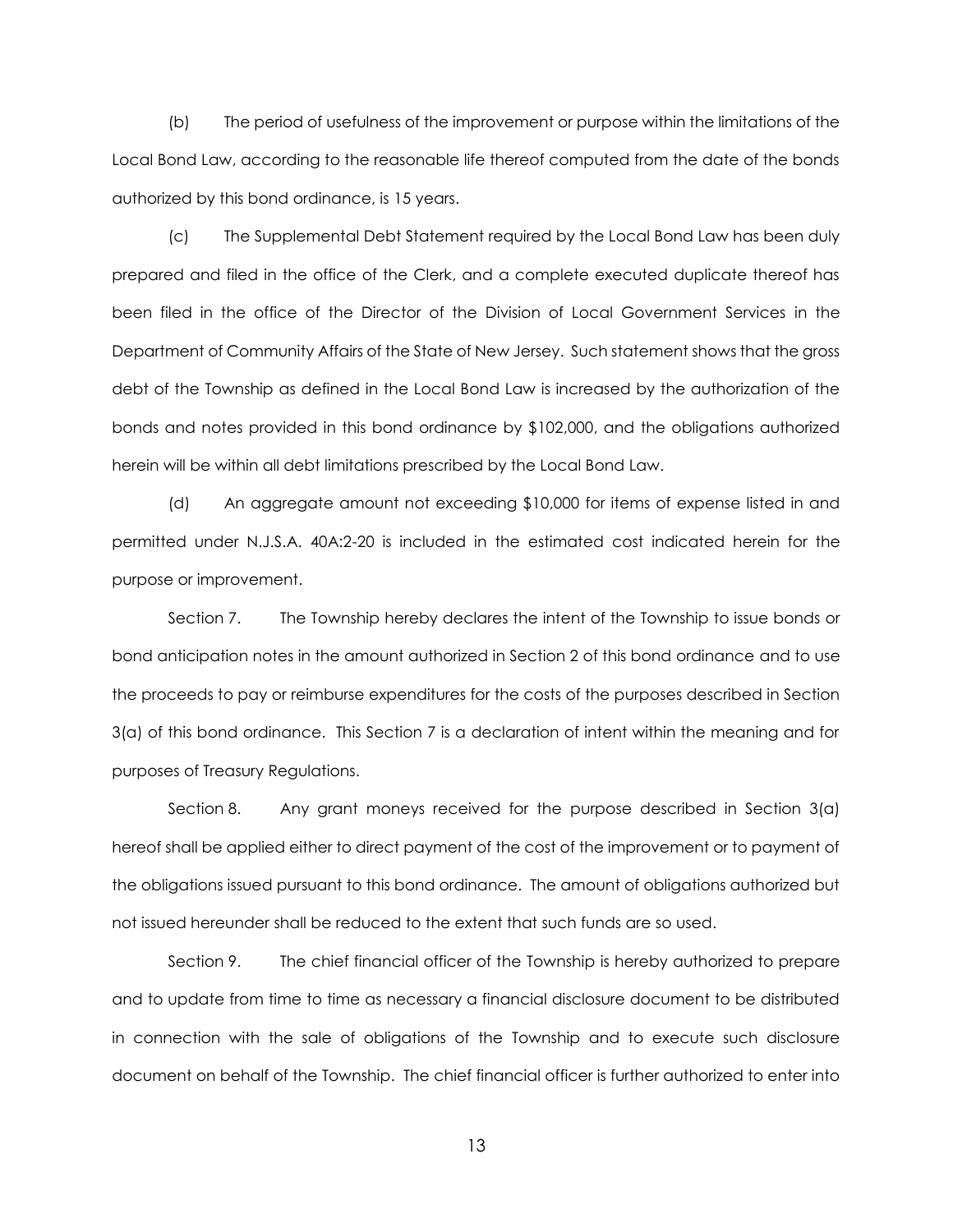(b) The period of usefulness of the improvement or purpose within the limitations of the Local Bond Law, according to the reasonable life thereof computed from the date of the bonds authorized by this bond ordinance, is 15 years.

(c) The Supplemental Debt Statement required by the Local Bond Law has been duly prepared and filed in the office of the Clerk, and a complete executed duplicate thereof has been filed in the office of the Director of the Division of Local Government Services in the Department of Community Affairs of the State of New Jersey. Such statement shows that the gross debt of the Township as defined in the Local Bond Law is increased by the authorization of the bonds and notes provided in this bond ordinance by $102,000, and the obligations authorized herein will be within all debt limitations prescribed by the Local Bond Law.

(d) An aggregate amount not exceeding $10,000 for items of expense listed in and permitted under N.J.S.A. 40A:2-20 is included in the estimated cost indicated herein for the purpose or improvement.

Section 7. The Township hereby declares the intent of the Township to issue bonds or bond anticipation notes in the amount authorized in Section 2 of this bond ordinance and to use the proceeds to pay or reimburse expenditures for the costs of the purposes described in Section 3(a) of this bond ordinance. This Section 7 is a declaration of intent within the meaning and for purposes of Treasury Regulations.

Section 8. Any grant moneys received for the purpose described in Section 3(a) hereof shall be applied either to direct payment of the cost of the improvement or to payment of the obligations issued pursuant to this bond ordinance. The amount of obligations authorized but not issued hereunder shall be reduced to the extent that such funds are so used.

Section 9. The chief financial officer of the Township is hereby authorized to prepare and to update from time to time as necessary a financial disclosure document to be distributed in connection with the sale of obligations of the Township and to execute such disclosure document on behalf of the Township. The chief financial officer is further authorized to enter into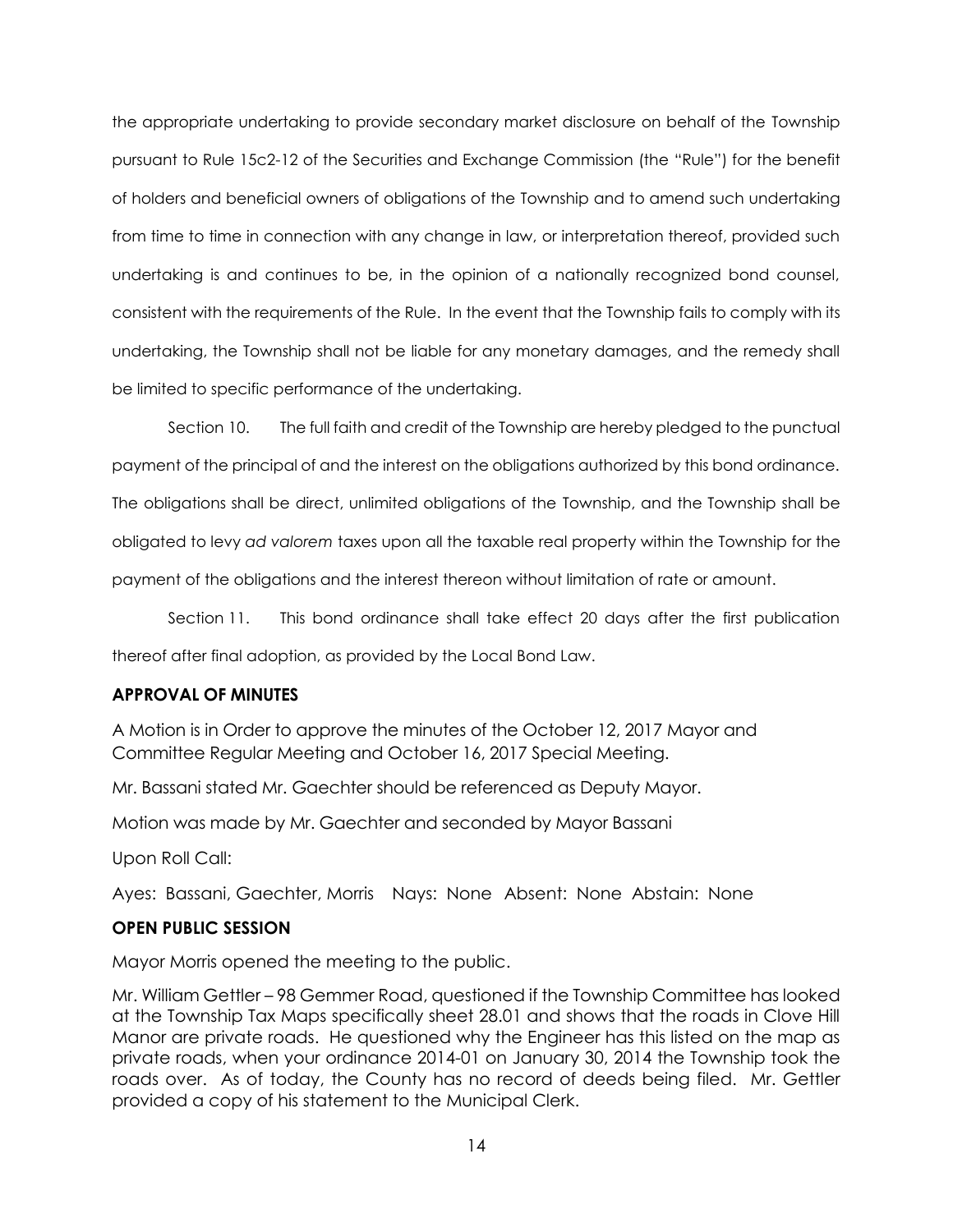the appropriate undertaking to provide secondary market disclosure on behalf of the Township pursuant to Rule 15c2-12 of the Securities and Exchange Commission (the "Rule") for the benefit of holders and beneficial owners of obligations of the Township and to amend such undertaking from time to time in connection with any change in law, or interpretation thereof, provided such undertaking is and continues to be, in the opinion of a nationally recognized bond counsel, consistent with the requirements of the Rule. In the event that the Township fails to comply with its undertaking, the Township shall not be liable for any monetary damages, and the remedy shall be limited to specific performance of the undertaking.

Section 10. The full faith and credit of the Township are hereby pledged to the punctual payment of the principal of and the interest on the obligations authorized by this bond ordinance. The obligations shall be direct, unlimited obligations of the Township, and the Township shall be obligated to levy *ad valorem* taxes upon all the taxable real property within the Township for the payment of the obligations and the interest thereon without limitation of rate or amount.

Section 11. This bond ordinance shall take effect 20 days after the first publication thereof after final adoption, as provided by the Local Bond Law.

## APPROVAL OF MINUTES

A Motion is in Order to approve the minutes of the October 12, 2017 Mayor and Committee Regular Meeting and October 16, 2017 Special Meeting.

Mr. Bassani stated Mr. Gaechter should be referenced as Deputy Mayor.

Motion was made by Mr. Gaechter and seconded by Mayor Bassani

Upon Roll Call:

Ayes: Bassani, Gaechter, Morris Nays: None Absent: None Abstain: None

## OPEN PUBLIC SESSION

Mayor Morris opened the meeting to the public.

Mr. William Gettler – 98 Gemmer Road, questioned if the Township Committee has looked at the Township Tax Maps specifically sheet 28.01 and shows that the roads in Clove Hill Manor are private roads. He questioned why the Engineer has this listed on the map as private roads, when your ordinance 2014-01 on January 30, 2014 the Township took the roads over. As of today, the County has no record of deeds being filed. Mr. Gettler provided a copy of his statement to the Municipal Clerk.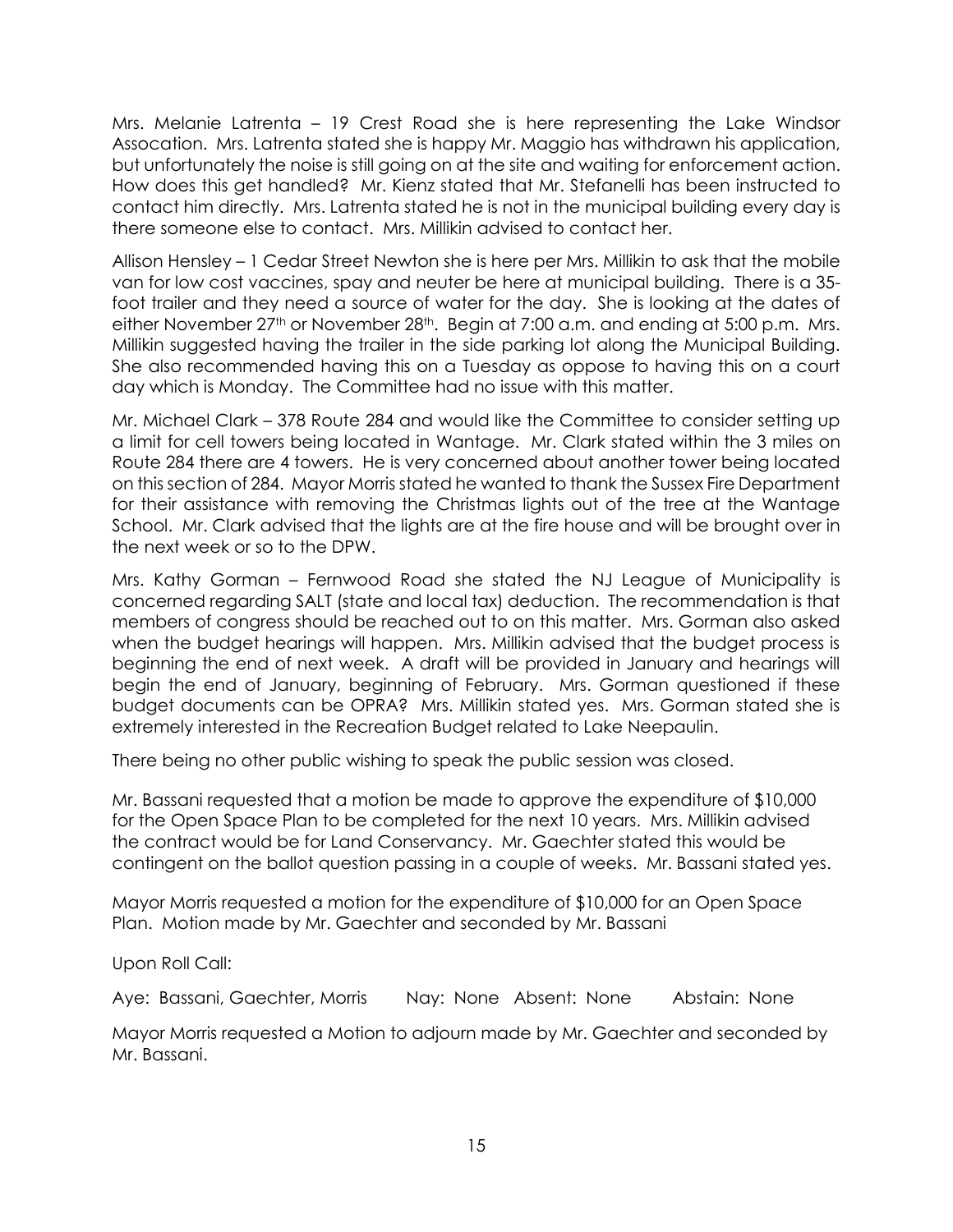Mrs. Melanie Latrenta – 19 Crest Road she is here representing the Lake Windsor Assocation. Mrs. Latrenta stated she is happy Mr. Maggio has withdrawn his application, but unfortunately the noise is still going on at the site and waiting for enforcement action. How does this get handled? Mr. Kienz stated that Mr. Stefanelli has been instructed to contact him directly. Mrs. Latrenta stated he is not in the municipal building every day is there someone else to contact. Mrs. Millikin advised to contact her.

Allison Hensley – 1 Cedar Street Newton she is here per Mrs. Millikin to ask that the mobile van for low cost vaccines, spay and neuter be here at municipal building. There is a 35-foot trailer and they need a source of water for the day. She is looking at the dates of either November 27th or November 28th. Begin at 7:00 a.m. and ending at 5:00 p.m. Mrs. Millikin suggested having the trailer in the side parking lot along the Municipal Building. She also recommended having this on a Tuesday as oppose to having this on a court day which is Monday. The Committee had no issue with this matter.

Mr. Michael Clark – 378 Route 284 and would like the Committee to consider setting up a limit for cell towers being located in Wantage. Mr. Clark stated within the 3 miles on Route 284 there are 4 towers. He is very concerned about another tower being located on this section of 284. Mayor Morris stated he wanted to thank the Sussex Fire Department for their assistance with removing the Christmas lights out of the tree at the Wantage School. Mr. Clark advised that the lights are at the fire house and will be brought over in the next week or so to the DPW.

Mrs. Kathy Gorman – Fernwood Road she stated the NJ League of Municipality is concerned regarding SALT (state and local tax) deduction. The recommendation is that members of congress should be reached out to on this matter. Mrs. Gorman also asked when the budget hearings will happen. Mrs. Millikin advised that the budget process is beginning the end of next week. A draft will be provided in January and hearings will begin the end of January, beginning of February. Mrs. Gorman questioned if these budget documents can be OPRA? Mrs. Millikin stated yes. Mrs. Gorman stated she is extremely interested in the Recreation Budget related to Lake Neepaulin.

There being no other public wishing to speak the public session was closed.

Mr. Bassani requested that a motion be made to approve the expenditure of $10,000 for the Open Space Plan to be completed for the next 10 years. Mrs. Millikin advised the contract would be for Land Conservancy. Mr. Gaechter stated this would be contingent on the ballot question passing in a couple of weeks. Mr. Bassani stated yes.

Mayor Morris requested a motion for the expenditure of $10,000 for an Open Space Plan. Motion made by Mr. Gaechter and seconded by Mr. Bassani

Upon Roll Call:

Aye: Bassani, Gaechter, Morris Nay: None Absent: None Abstain: None

Mayor Morris requested a Motion to adjourn made by Mr. Gaechter and seconded by Mr. Bassani.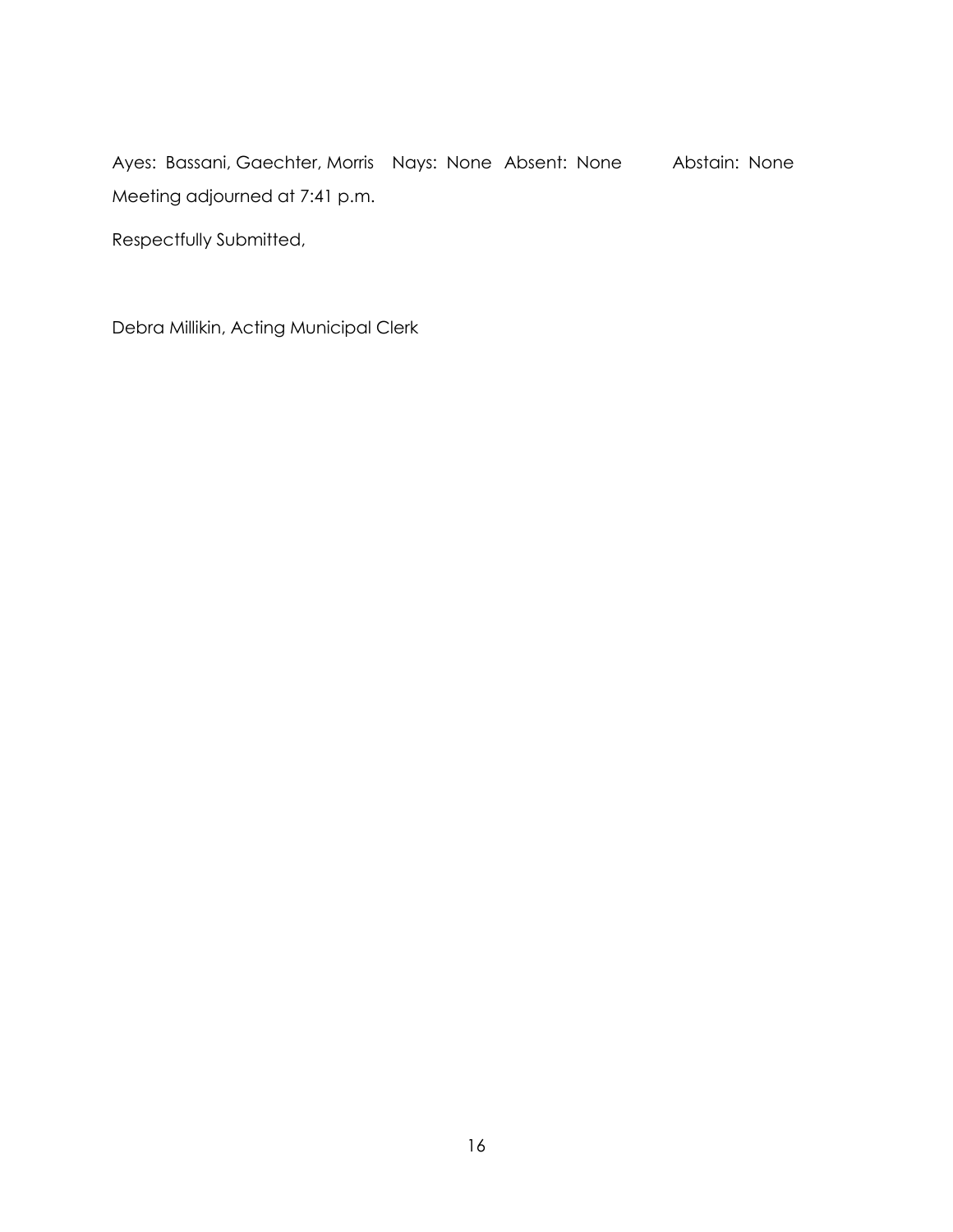Ayes: Bassani, Gaechter, Morris Nays: None Absent: None Abstain: None

Meeting adjourned at 7:41 p.m.

Respectfully Submitted,

Debra Millikin, Acting Municipal Clerk